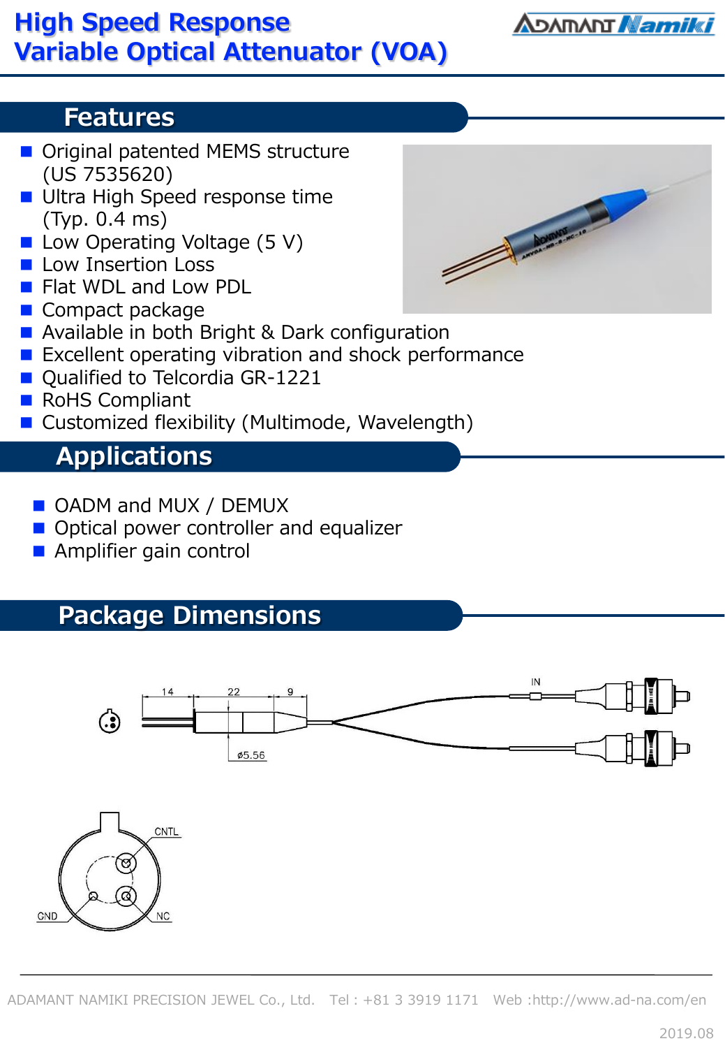# High Speed Response Variable Optical Attenuator (VOA)

## Features

- Original patented MEMS structure (US 7535620)
- Ultra High Speed response time (Typ. 0.4 ms)
- Low Operating Voltage (5 V)
- Low Insertion Loss
- Flat WDL and Low PDL
- Compact package
- Available in both Bright & Dark configuration
- Excellent operating vibration and shock performance
- Qualified to Telcordia GR-1221
- RoHS Compliant
- Customized flexibility (Multimode, Wavelength)

## Applications

- OADM and MUX / DEMUX
- Optical power controller and equalizer
- Amplifier gain control

## Package Dimensions

14 22 9

IN

ø5.56

CNTL

GND NC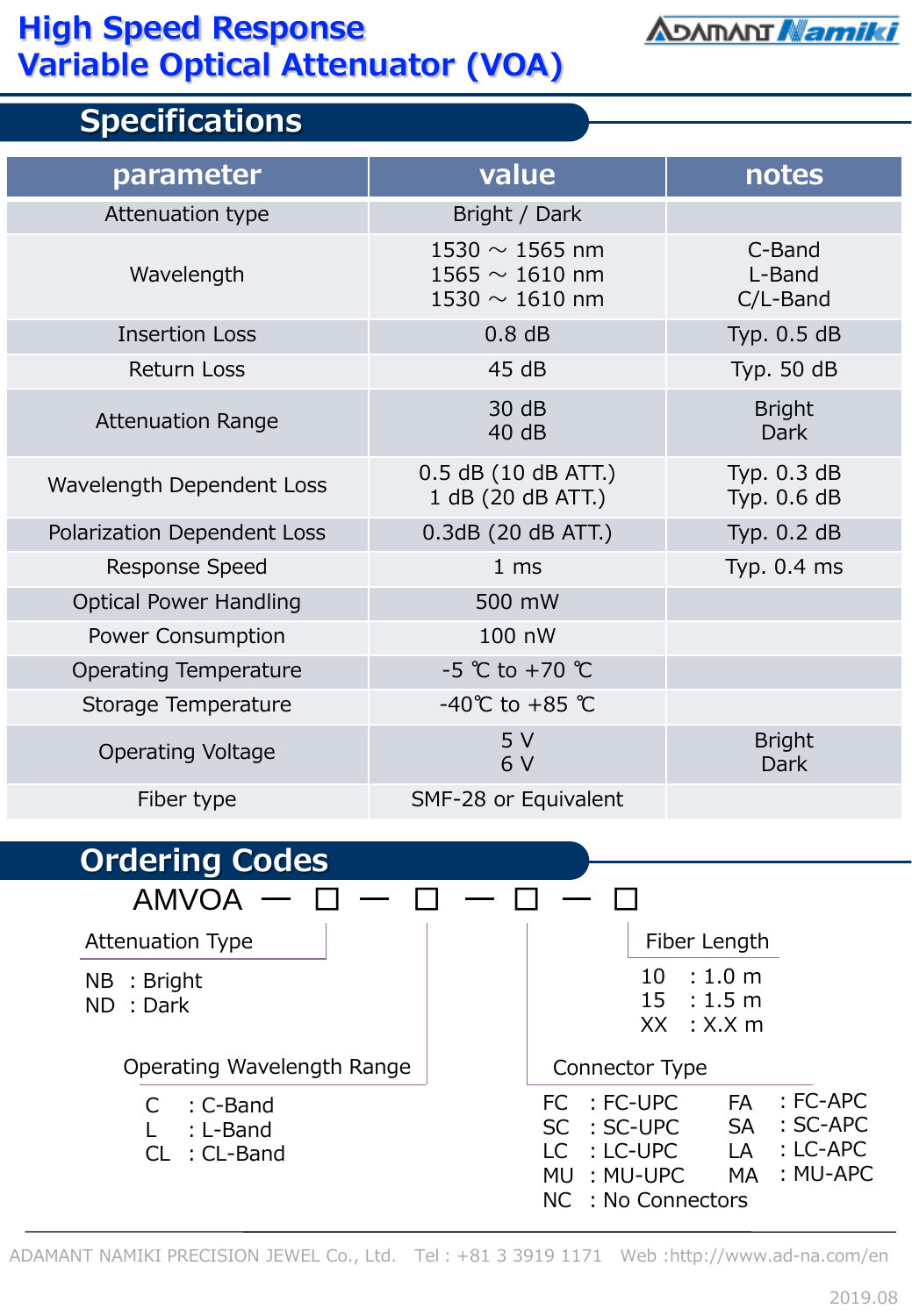# High Speed Response Variable Optical Attenuator (VOA)

ADAMANT Namiki

## Specifications

| parameter | value | notes |
|---|---|---|
| Attenuation type | Bright / Dark | |
| Wavelength | 1530 ～ 1565 nm<br>1565 ～ 1610 nm<br>1530 ～ 1610 nm | C-Band<br>L-Band<br>C/L-Band |
| Insertion Loss | 0.8 dB | Typ. 0.5 dB |
| Return Loss | 45 dB | Typ. 50 dB |
| Attenuation Range | 30 dB<br>40 dB | Bright<br>Dark |
| Wavelength Dependent Loss | 0.5 dB (10 dB ATT.)<br>1 dB (20 dB ATT.) | Typ. 0.3 dB<br>Typ. 0.6 dB |
| Polarization Dependent Loss | 0.3dB (20 dB ATT.) | Typ. 0.2 dB |
| Response Speed | 1 ms | Typ. 0.4 ms |
| Optical Power Handling | 500 mW | |
| Power Consumption | 100 nW | |
| Operating Temperature | -5 ℃ to +70 ℃ | |
| Storage Temperature | -40℃ to +85 ℃ | |
| Operating Voltage | 5 V<br>6 V | Bright<br>Dark |
| Fiber type | SMF-28 or Equivalent | |

## Ordering Codes

AMVOA — □ — □ — □ — □

**Attenuation Type**

- NB : Bright
- ND : Dark

**Operating Wavelength Range**

- C : C-Band
- L : L-Band
- CL : CL-Band

**Connector Type**

- FC : FC-UPC
- SC : SC-UPC
- LC : LC-UPC
- MU : MU-UPC
- NC : No Connectors
- FA : FC-APC
- SA : SC-APC
- LA : LC-APC
- MA : MU-APC

**Fiber Length**

- 10 : 1.0 m
- 15 : 1.5 m
- XX : X.X m

ADAMANT NAMIKI PRECISION JEWEL Co., Ltd. Tel : +81 3 3919 1171 Web :http://www.ad-na.com/en

2019.08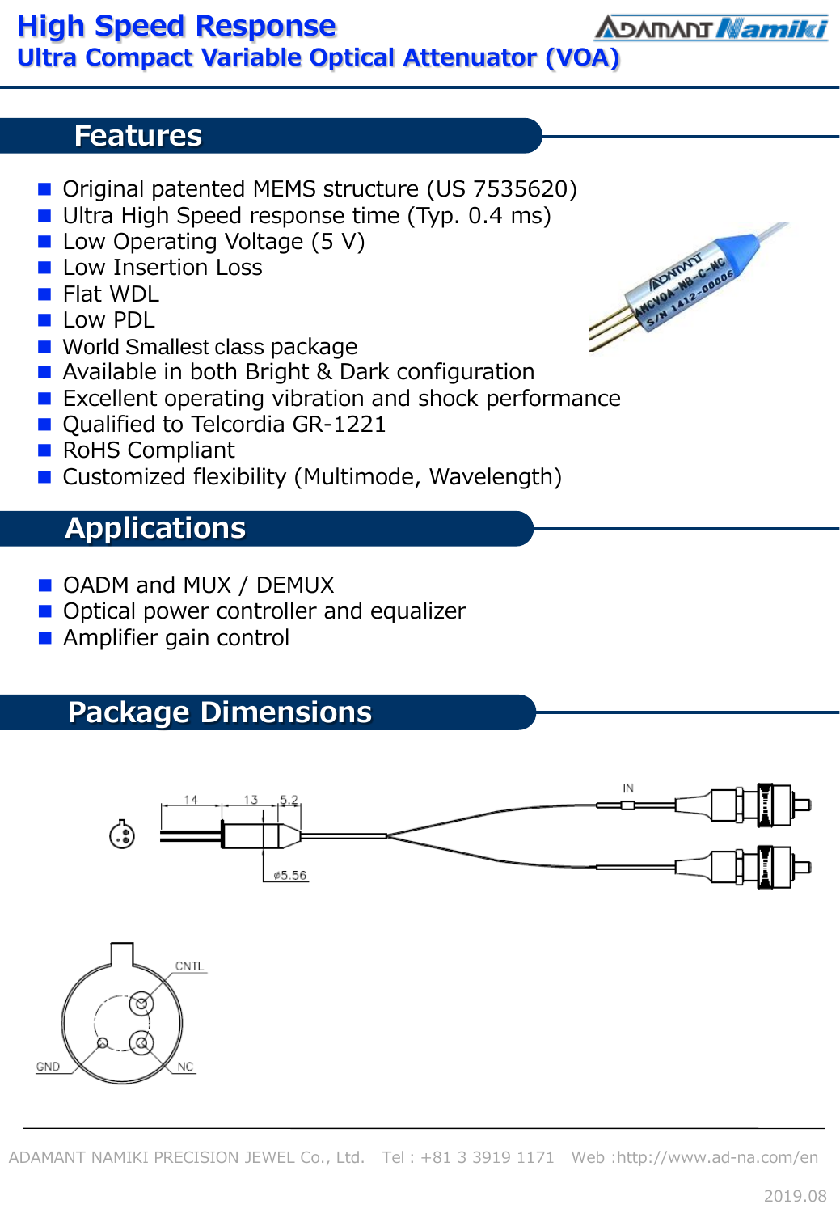# High Speed Response

## Ultra Compact Variable Optical Attenuator (VOA)

## Features

- Original patented MEMS structure (US 7535620)
- Ultra High Speed response time (Typ. 0.4 ms)
- Low Operating Voltage (5 V)
- Low Insertion Loss
- Flat WDL
- Low PDL
- World Smallest class package
- Available in both Bright & Dark configuration
- Excellent operating vibration and shock performance
- Qualified to Telcordia GR-1221
- RoHS Compliant
- Customized flexibility (Multimode, Wavelength)

## Applications

- OADM and MUX / DEMUX
- Optical power controller and equalizer
- Amplifier gain control

## Package Dimensions

14 13 5.2

ø5.56

IN

CNTL

GND

NC

ADAMANT NAMIKI PRECISION JEWEL Co., Ltd. Tel : +81 3 3919 1171 Web :http://www.ad-na.com/en

2019.08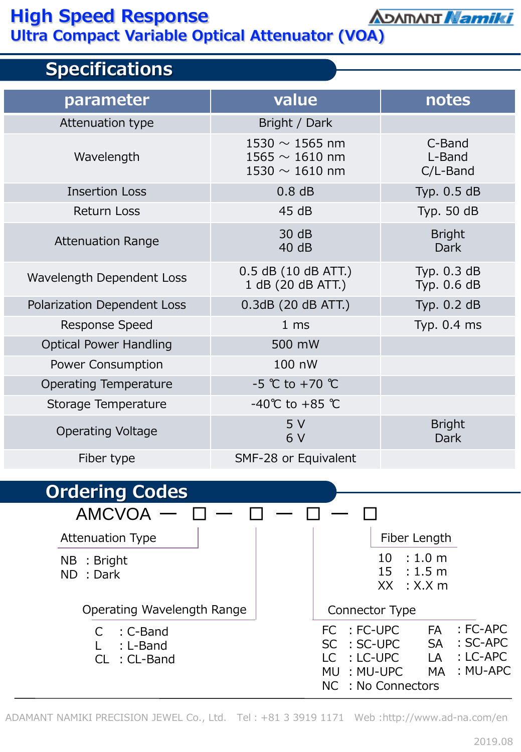# High Speed Response

## Ultra Compact Variable Optical Attenuator (VOA)

ADAMANT Namiki

## Specifications

| parameter | value | notes |
|---|---|---|
| Attenuation type | Bright / Dark | |
| Wavelength | 1530 ～ 1565 nm<br>1565 ～ 1610 nm<br>1530 ～ 1610 nm | C-Band<br>L-Band<br>C/L-Band |
| Insertion Loss | 0.8 dB | Typ. 0.5 dB |
| Return Loss | 45 dB | Typ. 50 dB |
| Attenuation Range | 30 dB<br>40 dB | Bright<br>Dark |
| Wavelength Dependent Loss | 0.5 dB (10 dB ATT.)<br>1 dB (20 dB ATT.) | Typ. 0.3 dB<br>Typ. 0.6 dB |
| Polarization Dependent Loss | 0.3dB (20 dB ATT.) | Typ. 0.2 dB |
| Response Speed | 1 ms | Typ. 0.4 ms |
| Optical Power Handling | 500 mW | |
| Power Consumption | 100 nW | |
| Operating Temperature | -5 ℃ to +70 ℃ | |
| Storage Temperature | -40℃ to +85 ℃ | |
| Operating Voltage | 5 V<br>6 V | Bright<br>Dark |
| Fiber type | SMF-28 or Equivalent | |

## Ordering Codes

AMCVOA — □ — □ — □ — □

**Attenuation Type**

- NB : Bright
- ND : Dark

**Operating Wavelength Range**

- C : C-Band
- L : L-Band
- CL : CL-Band

**Connector Type**

- FC : FC-UPC
- SC : SC-UPC
- LC : LC-UPC
- MU : MU-UPC
- FA : FC-APC
- SA : SC-APC
- LA : LC-APC
- MA : MU-APC
- NC : No Connectors

**Fiber Length**

- 10 : 1.0 m
- 15 : 1.5 m
- XX : X.X m

ADAMANT NAMIKI PRECISION JEWEL Co., Ltd. Tel : +81 3 3919 1171 Web :http://www.ad-na.com/en

2019.08